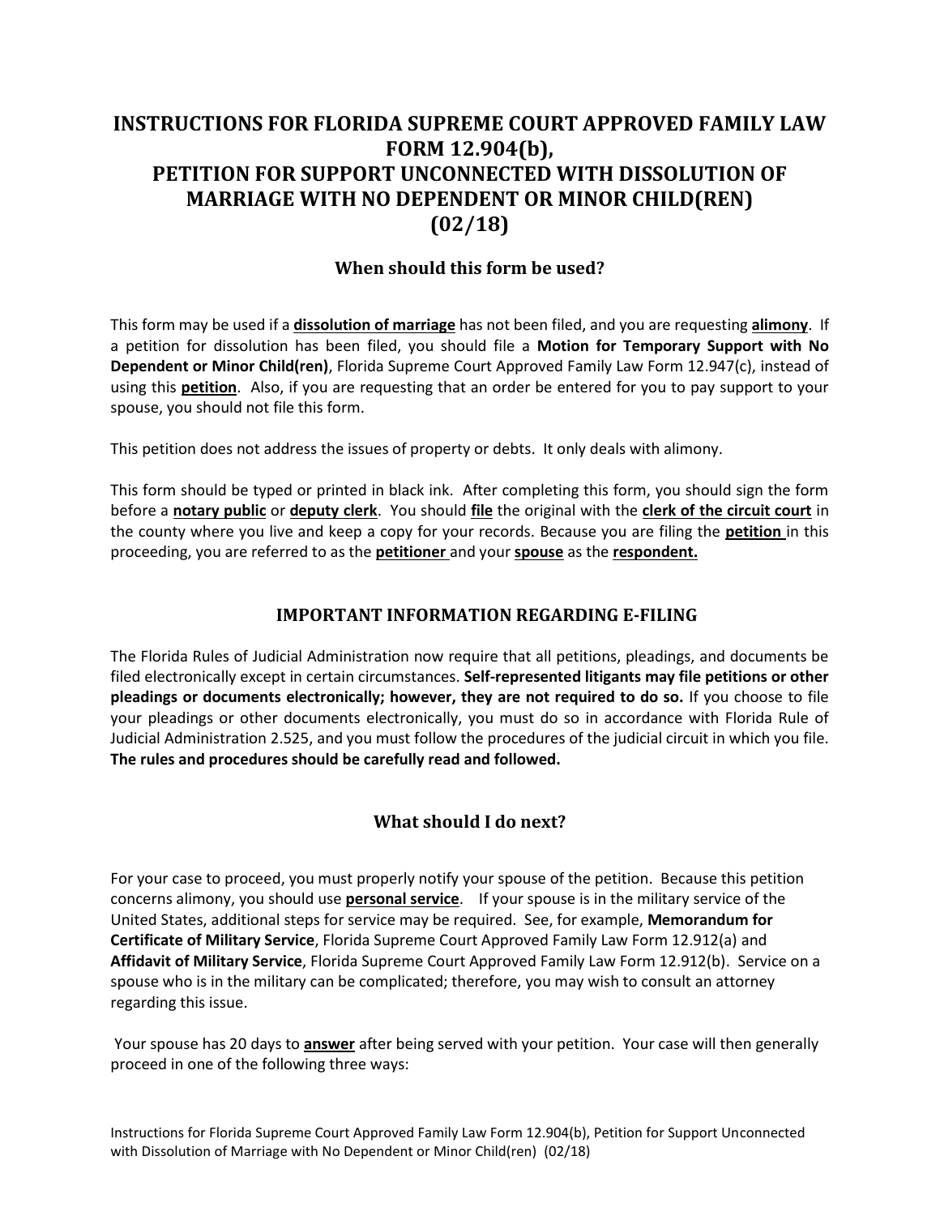# INSTRUCTIONS FOR FLORIDA SUPREME COURT APPROVED FAMILY LAW FORM 12.904(b), PETITION FOR SUPPORT UNCONNECTED WITH DISSOLUTION OF MARRIAGE WITH NO DEPENDENT OR MINOR CHILD(REN) (02/18)

## When should this form be used?

This form may be used if a **dissolution of marriage** has not been filed, and you are requesting **alimony**. If a petition for dissolution has been filed, you should file a **Motion for Temporary Support with No Dependent or Minor Child(ren)**, Florida Supreme Court Approved Family Law Form 12.947(c), instead of using this **petition**. Also, if you are requesting that an order be entered for you to pay support to your spouse, you should not file this form.

This petition does not address the issues of property or debts. It only deals with alimony.

This form should be typed or printed in black ink. After completing this form, you should sign the form before a **notary public** or **deputy clerk**. You should **file** the original with the **clerk of the circuit court** in the county where you live and keep a copy for your records. Because you are filing the **petition** in this proceeding, you are referred to as the **petitioner** and your **spouse** as the **respondent.**

## IMPORTANT INFORMATION REGARDING E-FILING

The Florida Rules of Judicial Administration now require that all petitions, pleadings, and documents be filed electronically except in certain circumstances. **Self-represented litigants may file petitions or other pleadings or documents electronically; however, they are not required to do so.** If you choose to file your pleadings or other documents electronically, you must do so in accordance with Florida Rule of Judicial Administration 2.525, and you must follow the procedures of the judicial circuit in which you file. **The rules and procedures should be carefully read and followed.**

## What should I do next?

For your case to proceed, you must properly notify your spouse of the petition. Because this petition concerns alimony, you should use **personal service**. If your spouse is in the military service of the United States, additional steps for service may be required. See, for example, **Memorandum for Certificate of Military Service**, Florida Supreme Court Approved Family Law Form 12.912(a) and **Affidavit of Military Service**, Florida Supreme Court Approved Family Law Form 12.912(b). Service on a spouse who is in the military can be complicated; therefore, you may wish to consult an attorney regarding this issue.

Your spouse has 20 days to **answer** after being served with your petition. Your case will then generally proceed in one of the following three ways: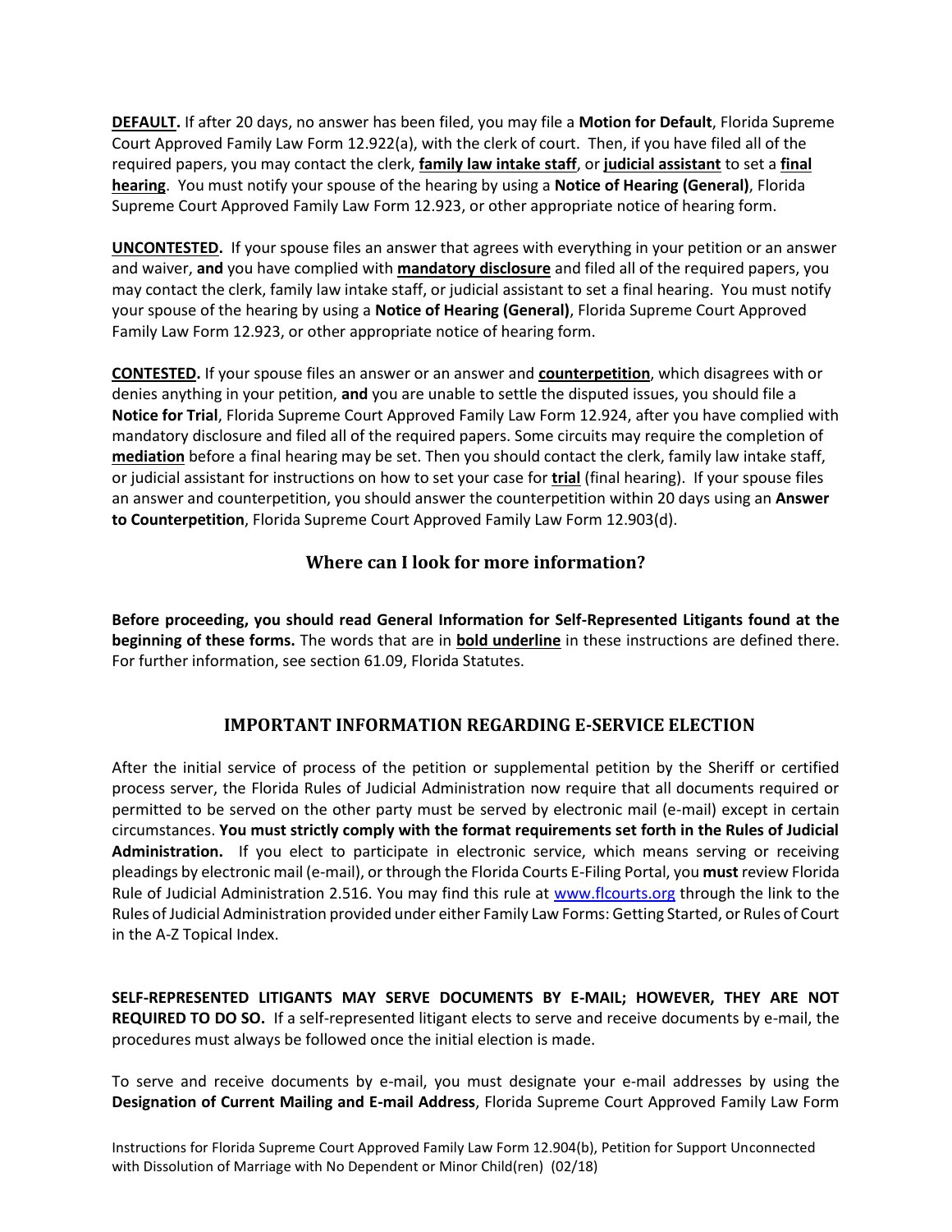**DEFAULT.** If after 20 days, no answer has been filed, you may file a **Motion for Default**, Florida Supreme Court Approved Family Law Form 12.922(a), with the clerk of court. Then, if you have filed all of the required papers, you may contact the clerk, **family law intake staff**, or **judicial assistant** to set a **final hearing**. You must notify your spouse of the hearing by using a **Notice of Hearing (General)**, Florida Supreme Court Approved Family Law Form 12.923, or other appropriate notice of hearing form.

**UNCONTESTED.** If your spouse files an answer that agrees with everything in your petition or an answer and waiver, **and** you have complied with **mandatory disclosure** and filed all of the required papers, you may contact the clerk, family law intake staff, or judicial assistant to set a final hearing. You must notify your spouse of the hearing by using a **Notice of Hearing (General)**, Florida Supreme Court Approved Family Law Form 12.923, or other appropriate notice of hearing form.

**CONTESTED.** If your spouse files an answer or an answer and **counterpetition**, which disagrees with or denies anything in your petition, **and** you are unable to settle the disputed issues, you should file a **Notice for Trial**, Florida Supreme Court Approved Family Law Form 12.924, after you have complied with mandatory disclosure and filed all of the required papers. Some circuits may require the completion of **mediation** before a final hearing may be set. Then you should contact the clerk, family law intake staff, or judicial assistant for instructions on how to set your case for **trial** (final hearing). If your spouse files an answer and counterpetition, you should answer the counterpetition within 20 days using an **Answer to Counterpetition**, Florida Supreme Court Approved Family Law Form 12.903(d).

## Where can I look for more information?

**Before proceeding, you should read General Information for Self-Represented Litigants found at the beginning of these forms.** The words that are in **bold underline** in these instructions are defined there. For further information, see section 61.09, Florida Statutes.

## IMPORTANT INFORMATION REGARDING E-SERVICE ELECTION

After the initial service of process of the petition or supplemental petition by the Sheriff or certified process server, the Florida Rules of Judicial Administration now require that all documents required or permitted to be served on the other party must be served by electronic mail (e-mail) except in certain circumstances. **You must strictly comply with the format requirements set forth in the Rules of Judicial Administration.** If you elect to participate in electronic service, which means serving or receiving pleadings by electronic mail (e-mail), or through the Florida Courts E-Filing Portal, you **must** review Florida Rule of Judicial Administration 2.516. You may find this rule at www.flcourts.org through the link to the Rules of Judicial Administration provided under either Family Law Forms: Getting Started, or Rules of Court in the A-Z Topical Index.

**SELF-REPRESENTED LITIGANTS MAY SERVE DOCUMENTS BY E-MAIL; HOWEVER, THEY ARE NOT REQUIRED TO DO SO.** If a self-represented litigant elects to serve and receive documents by e-mail, the procedures must always be followed once the initial election is made.

To serve and receive documents by e-mail, you must designate your e-mail addresses by using the **Designation of Current Mailing and E-mail Address**, Florida Supreme Court Approved Family Law Form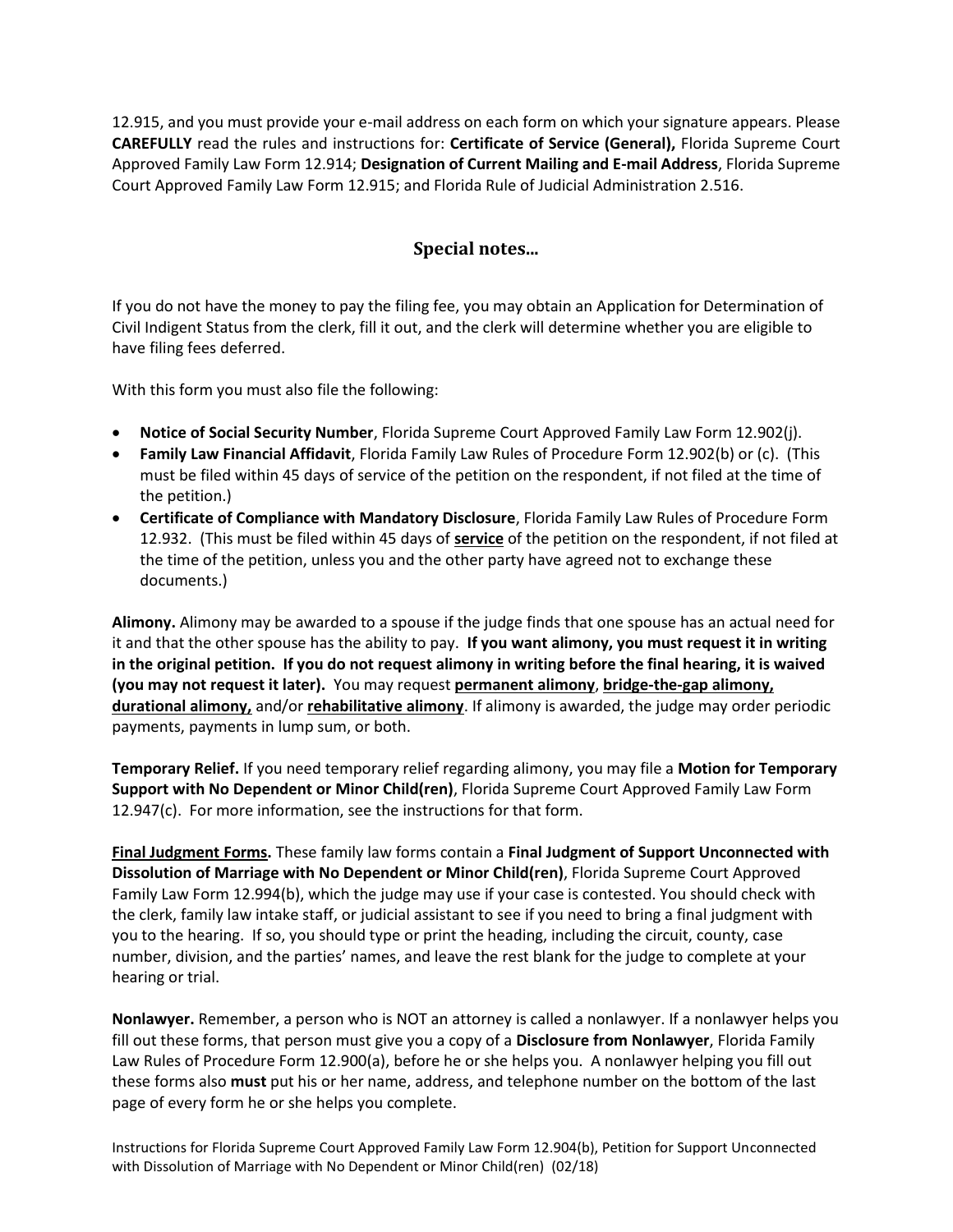12.915, and you must provide your e-mail address on each form on which your signature appears. Please **CAREFULLY** read the rules and instructions for: **Certificate of Service (General),** Florida Supreme Court Approved Family Law Form 12.914; **Designation of Current Mailing and E-mail Address**, Florida Supreme Court Approved Family Law Form 12.915; and Florida Rule of Judicial Administration 2.516.

## Special notes...

If you do not have the money to pay the filing fee, you may obtain an Application for Determination of Civil Indigent Status from the clerk, fill it out, and the clerk will determine whether you are eligible to have filing fees deferred.

With this form you must also file the following:

- **Notice of Social Security Number**, Florida Supreme Court Approved Family Law Form 12.902(j).
- **Family Law Financial Affidavit**, Florida Family Law Rules of Procedure Form 12.902(b) or (c). (This must be filed within 45 days of service of the petition on the respondent, if not filed at the time of the petition.)
- **Certificate of Compliance with Mandatory Disclosure**, Florida Family Law Rules of Procedure Form 12.932. (This must be filed within 45 days of **service** of the petition on the respondent, if not filed at the time of the petition, unless you and the other party have agreed not to exchange these documents.)

**Alimony.** Alimony may be awarded to a spouse if the judge finds that one spouse has an actual need for it and that the other spouse has the ability to pay. **If you want alimony, you must request it in writing in the original petition. If you do not request alimony in writing before the final hearing, it is waived (you may not request it later).** You may request **permanent alimony**, **bridge-the-gap alimony,** **durational alimony,** and/or **rehabilitative alimony**. If alimony is awarded, the judge may order periodic payments, payments in lump sum, or both.

**Temporary Relief.** If you need temporary relief regarding alimony, you may file a **Motion for Temporary Support with No Dependent or Minor Child(ren)**, Florida Supreme Court Approved Family Law Form 12.947(c). For more information, see the instructions for that form.

**Final Judgment Forms.** These family law forms contain a **Final Judgment of Support Unconnected with Dissolution of Marriage with No Dependent or Minor Child(ren)**, Florida Supreme Court Approved Family Law Form 12.994(b), which the judge may use if your case is contested. You should check with the clerk, family law intake staff, or judicial assistant to see if you need to bring a final judgment with you to the hearing. If so, you should type or print the heading, including the circuit, county, case number, division, and the parties' names, and leave the rest blank for the judge to complete at your hearing or trial.

**Nonlawyer.** Remember, a person who is NOT an attorney is called a nonlawyer. If a nonlawyer helps you fill out these forms, that person must give you a copy of a **Disclosure from Nonlawyer**, Florida Family Law Rules of Procedure Form 12.900(a), before he or she helps you. A nonlawyer helping you fill out these forms also **must** put his or her name, address, and telephone number on the bottom of the last page of every form he or she helps you complete.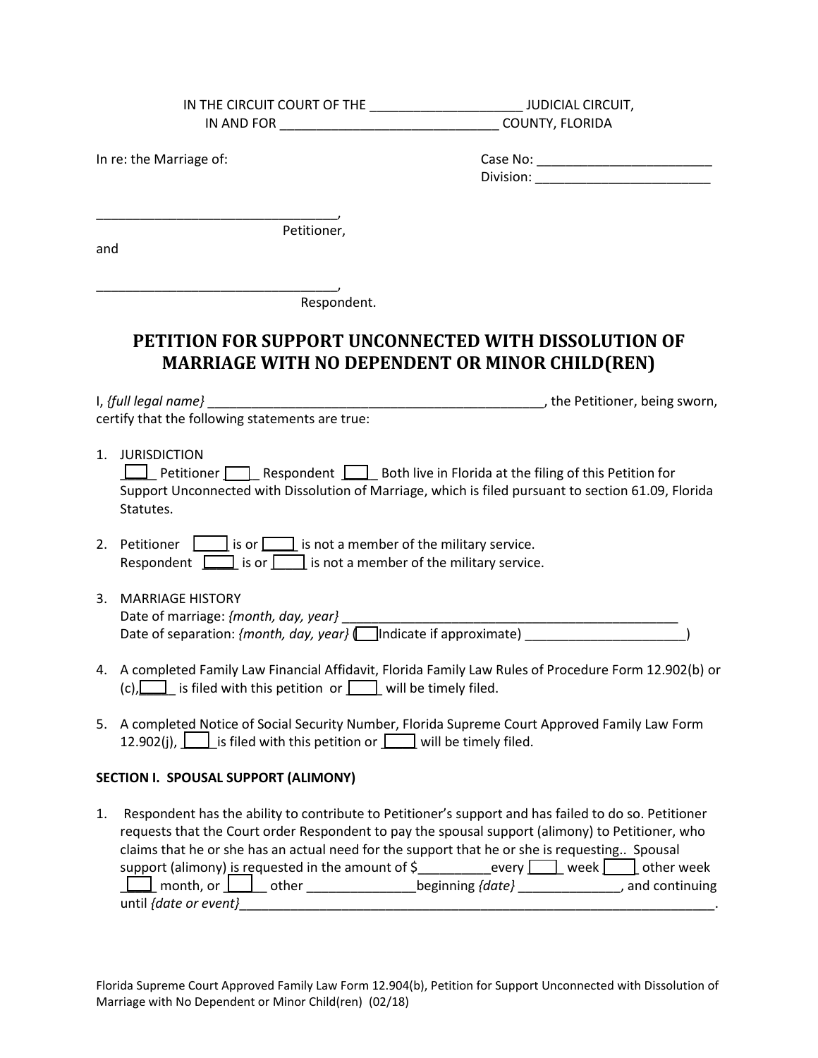IN THE CIRCUIT COURT OF THE _____________________ JUDICIAL CIRCUIT,
IN AND FOR ______________________________ COUNTY, FLORIDA

In re: the Marriage of:

Case No: ________________________
Division: ________________________

_________________________________,
Petitioner,

and

_________________________________,
Respondent.

# PETITION FOR SUPPORT UNCONNECTED WITH DISSOLUTION OF MARRIAGE WITH NO DEPENDENT OR MINOR CHILD(REN)

I, *{full legal name}* _______________________________________________, the Petitioner, being sworn, certify that the following statements are true:

1. JURISDICTION
[ ] Petitioner [ ] Respondent [ ] Both live in Florida at the filing of this Petition for Support Unconnected with Dissolution of Marriage, which is filed pursuant to section 61.09, Florida Statutes.

2. Petitioner [ ] is or [ ] is not a member of the military service.
Respondent [ ] is or [ ] is not a member of the military service.

3. MARRIAGE HISTORY
Date of marriage: *{month, day, year}* ______________________________________________
Date of separation: *{month, day, year}* ([ ] Indicate if approximate) _____________________)

4. A completed Family Law Financial Affidavit, Florida Family Law Rules of Procedure Form 12.902(b) or (c), [ ] is filed with this petition or [ ] will be timely filed.

5. A completed Notice of Social Security Number, Florida Supreme Court Approved Family Law Form 12.902(j), [ ] is filed with this petition or [ ] will be timely filed.

**SECTION I. SPOUSAL SUPPORT (ALIMONY)**

1. Respondent has the ability to contribute to Petitioner's support and has failed to do so. Petitioner requests that the Court order Respondent to pay the spousal support (alimony) to Petitioner, who claims that he or she has an actual need for the support that he or she is requesting.. Spousal support (alimony) is requested in the amount of $__________every [ ] week [ ] other week [ ] month, or [ ] other _______________beginning *{date}* ______________, and continuing until *{date or event}*__________________________________________________________________.

Florida Supreme Court Approved Family Law Form 12.904(b), Petition for Support Unconnected with Dissolution of Marriage with No Dependent or Minor Child(ren) (02/18)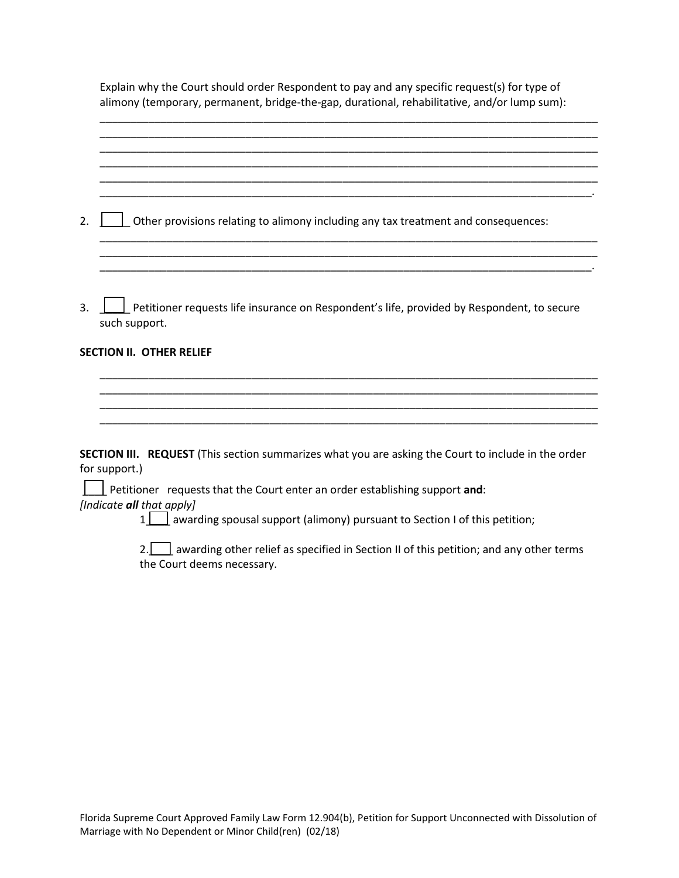Explain why the Court should order Respondent to pay and any specific request(s) for type of alimony (temporary, permanent, bridge-the-gap, durational, rehabilitative, and/or lump sum):

______________________________________________________________________________
______________________________________________________________________________
______________________________________________________________________________
______________________________________________________________________________
______________________________________________________________________________
_____________________________________________________________________________.

2. ____ Other provisions relating to alimony including any tax treatment and consequences:

______________________________________________________________________________
______________________________________________________________________________
_____________________________________________________________________________.

3. ____ Petitioner requests life insurance on Respondent's life, provided by Respondent, to secure such support.

**SECTION II. OTHER RELIEF**

______________________________________________________________________________
______________________________________________________________________________
______________________________________________________________________________
______________________________________________________________________________

**SECTION III. REQUEST** (This section summarizes what you are asking the Court to include in the order for support.)

____ Petitioner requests that the Court enter an order establishing support **and**:
*[Indicate **all** that apply]*

1.____ awarding spousal support (alimony) pursuant to Section I of this petition;

2.____ awarding other relief as specified in Section II of this petition; and any other terms the Court deems necessary.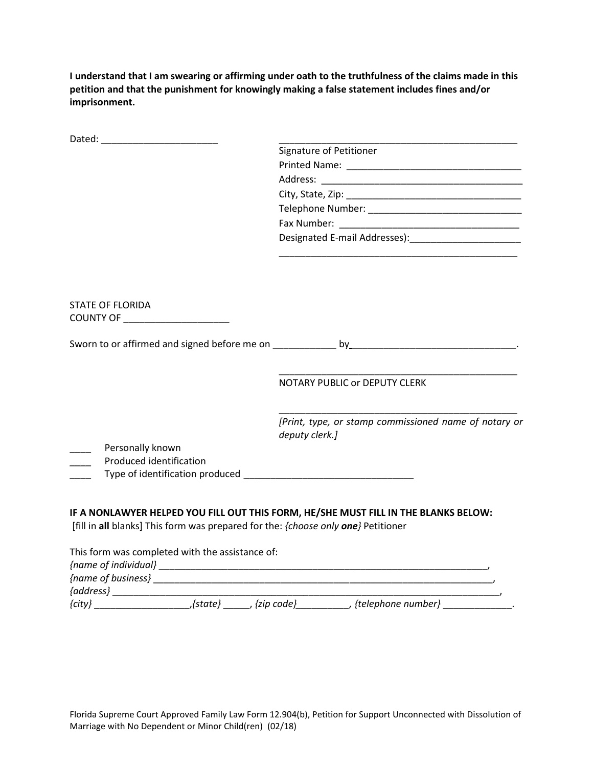**I understand that I am swearing or affirming under oath to the truthfulness of the claims made in this petition and that the punishment for knowingly making a false statement includes fines and/or imprisonment.**

Dated: ______________________

_____________________________________________
Signature of Petitioner
Printed Name: ________________________________
Address: _____________________________________
City, State, Zip: _______________________________
Telephone Number: ____________________________
Fax Number: _________________________________
Designated E-mail Addresses):____________________
_____________________________________________

STATE OF FLORIDA
COUNTY OF ___________________

Sworn to or affirmed and signed before me on ____________ by_______________________________.

_____________________________________________
NOTARY PUBLIC or DEPUTY CLERK

_____________________________________________
*[Print, type, or stamp commissioned name of notary or deputy clerk.]*

____ Personally known
____ Produced identification
____ Type of identification produced _______________________________

**IF A NONLAWYER HELPED YOU FILL OUT THIS FORM, HE/SHE MUST FILL IN THE BLANKS BELOW:**
[fill in **all** blanks] This form was prepared for the: *{choose only **one**}* Petitioner

This form was completed with the assistance of:
*{name of individual}* _______________________________________________________________,
*{name of business}* _________________________________________________________________,
*{address}* ________________________________________________________________________,
*{city}* __________________,*{state}* _____, *{zip code}*__________, *{telephone number}* _____________.

Florida Supreme Court Approved Family Law Form 12.904(b), Petition for Support Unconnected with Dissolution of Marriage with No Dependent or Minor Child(ren) (02/18)